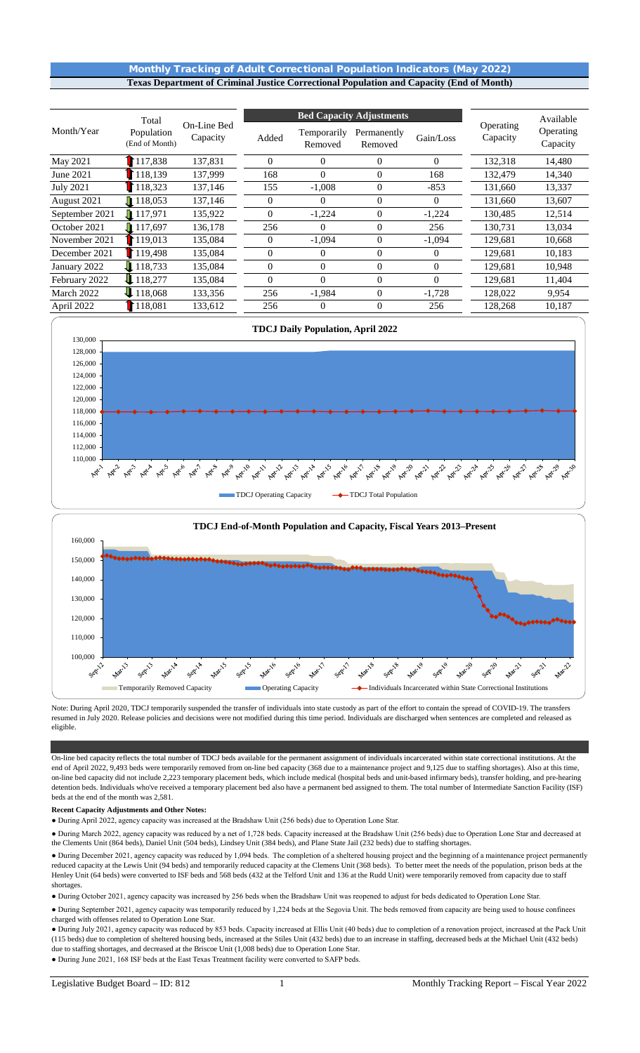## Monthly Tracking of Adult Correctional Population Indicators (May 2022)

### Texas Department of Criminal Justice Correctional Population and Capacity (End of Month)

| Month/Year | Total Population (End of Month) | On-Line Bed Capacity | Bed Capacity Adjustments | | | | Operating Capacity | Available Operating Capacity |
|---|---|---|---|---|---|---|---|---|
| | | | Added | Temporarily Removed | Permanently Removed | Gain/Loss | | |
| May 2021 | 117,838 | 137,831 | 0 | 0 | 0 | 0 | 132,318 | 14,480 |
| June 2021 | 118,139 | 137,999 | 168 | 0 | 0 | 168 | 132,479 | 14,340 |
| July 2021 | 118,323 | 137,146 | 155 | -1,008 | 0 | -853 | 131,660 | 13,337 |
| August 2021 | 118,053 | 137,146 | 0 | 0 | 0 | 0 | 131,660 | 13,607 |
| September 2021 | 117,971 | 135,922 | 0 | -1,224 | 0 | -1,224 | 130,485 | 12,514 |
| October 2021 | 117,697 | 136,178 | 256 | 0 | 0 | 256 | 130,731 | 13,034 |
| November 2021 | 119,013 | 135,084 | 0 | -1,094 | 0 | -1,094 | 129,681 | 10,668 |
| December 2021 | 119,498 | 135,084 | 0 | 0 | 0 | 0 | 129,681 | 10,183 |
| January 2022 | 118,733 | 135,084 | 0 | 0 | 0 | 0 | 129,681 | 10,948 |
| February 2022 | 118,277 | 135,084 | 0 | 0 | 0 | 0 | 129,681 | 11,404 |
| March 2022 | 118,068 | 133,356 | 256 | -1,984 | 0 | -1,728 | 128,022 | 9,954 |
| April 2022 | 118,081 | 133,612 | 256 | 0 | 0 | 256 | 128,268 | 10,187 |

**TDCJ Daily Population, April 2022**

Legend: TDCJ Operating Capacity; TDCJ Total Population

**TDCJ End-of-Month Population and Capacity, Fiscal Years 2013–Present**

Legend: Temporarily Removed Capacity; Operating Capacity; Individuals Incarcerated within State Correctional Institutions

Note: During April 2020, TDCJ temporarily suspended the transfer of individuals into state custody as part of the effort to contain the spread of COVID-19. The transfers resumed in July 2020. Release policies and decisions were not modified during this time period. Individuals are discharged when sentences are completed and released as eligible.

On-line bed capacity reflects the total number of TDCJ beds available for the permanent assignment of individuals incarcerated within state correctional institutions. At the end of April 2022, 9,493 beds were temporarily removed from on-line bed capacity (368 due to a maintenance project and 9,125 due to staffing shortages). Also at this time, on-line bed capacity did not include 2,223 temporary placement beds, which include medical (hospital beds and unit-based infirmary beds), transfer holding, and pre-hearing detention beds. Individuals who've received a temporary placement bed also have a permanent bed assigned to them. The total number of Intermediate Sanction Facility (ISF) beds at the end of the month was 2,581.

**Recent Capacity Adjustments and Other Notes:**

- During April 2022, agency capacity was increased at the Bradshaw Unit (256 beds) due to Operation Lone Star.
- During March 2022, agency capacity was reduced by a net of 1,728 beds. Capacity increased at the Bradshaw Unit (256 beds) due to Operation Lone Star and decreased at the Clements Unit (864 beds), Daniel Unit (504 beds), Lindsey Unit (384 beds), and Plane State Jail (232 beds) due to staffing shortages.
- During December 2021, agency capacity was reduced by 1,094 beds. The completion of a sheltered housing project and the beginning of a maintenance project permanently reduced capacity at the Lewis Unit (94 beds) and temporarily reduced capacity at the Clemens Unit (368 beds). To better meet the needs of the population, prison beds at the Henley Unit (64 beds) were converted to ISF beds and 568 beds (432 at the Telford Unit and 136 at the Rudd Unit) were temporarily removed from capacity due to staff shortages.
- During October 2021, agency capacity was increased by 256 beds when the Bradshaw Unit was reopened to adjust for beds dedicated to Operation Lone Star.
- During September 2021, agency capacity was temporarily reduced by 1,224 beds at the Segovia Unit. The beds removed from capacity are being used to house confinees charged with offenses related to Operation Lone Star.
- During July 2021, agency capacity was reduced by 853 beds. Capacity increased at Ellis Unit (40 beds) due to completion of a renovation project, increased at the Pack Unit (115 beds) due to completion of sheltered housing beds, increased at the Stiles Unit (432 beds) due to an increase in staffing, decreased beds at the Michael Unit (432 beds) due to staffing shortages, and decreased at the Briscoe Unit (1,008 beds) due to Operation Lone Star.
- During June 2021, 168 ISF beds at the East Texas Treatment facility were converted to SAFP beds.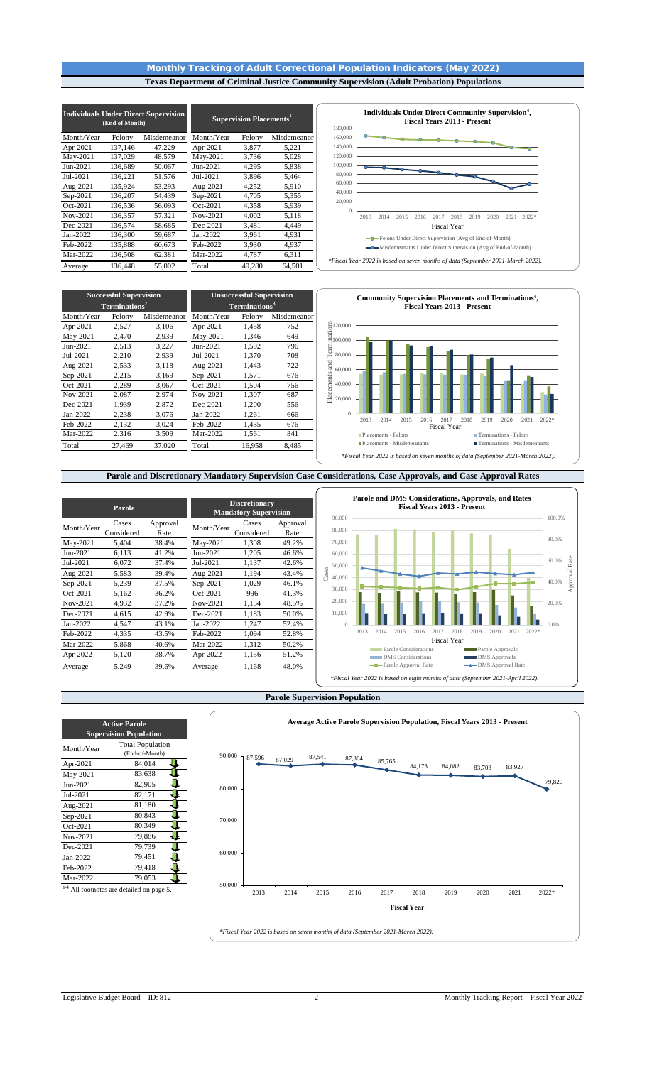## Monthly Tracking of Adult Correctional Population Indicators (May 2022)

### Texas Department of Criminal Justice Community Supervision (Adult Probation) Populations

| Individuals Under Direct Supervision (End of Month) | | | Supervision Placements[1] | | |
|---|---|---|---|---|---|
| Month/Year | Felony | Misdemeanor | Month/Year | Felony | Misdemeanor |
| Apr-2021 | 137,146 | 47,229 | Apr-2021 | 3,877 | 5,221 |
| May-2021 | 137,029 | 48,579 | May-2021 | 3,736 | 5,028 |
| Jun-2021 | 136,689 | 50,067 | Jun-2021 | 4,295 | 5,838 |
| Jul-2021 | 136,221 | 51,576 | Jul-2021 | 3,896 | 5,464 |
| Aug-2021 | 135,924 | 53,293 | Aug-2021 | 4,252 | 5,910 |
| Sep-2021 | 136,207 | 54,439 | Sep-2021 | 4,705 | 5,355 |
| Oct-2021 | 136,536 | 56,093 | Oct-2021 | 4,358 | 5,939 |
| Nov-2021 | 136,357 | 57,321 | Nov-2021 | 4,002 | 5,118 |
| Dec-2021 | 136,574 | 58,685 | Dec-2021 | 3,481 | 4,449 |
| Jan-2022 | 136,300 | 59,687 | Jan-2022 | 3,961 | 4,931 |
| Feb-2022 | 135,888 | 60,673 | Feb-2022 | 3,930 | 4,937 |
| Mar-2022 | 136,508 | 62,381 | Mar-2022 | 4,787 | 6,311 |
| Average | 136,448 | 55,002 | Total | 49,280 | 64,501 |

**Individuals Under Direct Community Supervision[4], Fiscal Years 2013 - Present**

*Fiscal Year 2022 is based on seven months of data (September 2021-March 2022).*

| Successful Supervision Terminations[2] | | | Unsuccessful Supervision Terminations[3] | | |
|---|---|---|---|---|---|
| Month/Year | Felony | Misdemeanor | Month/Year | Felony | Misdemeanor |
| Apr-2021 | 2,527 | 3,106 | Apr-2021 | 1,458 | 752 |
| May-2021 | 2,470 | 2,939 | May-2021 | 1,346 | 649 |
| Jun-2021 | 2,513 | 3,227 | Jun-2021 | 1,502 | 796 |
| Jul-2021 | 2,210 | 2,939 | Jul-2021 | 1,370 | 708 |
| Aug-2021 | 2,533 | 3,118 | Aug-2021 | 1,443 | 722 |
| Sep-2021 | 2,215 | 3,169 | Sep-2021 | 1,571 | 676 |
| Oct-2021 | 2,289 | 3,067 | Oct-2021 | 1,504 | 756 |
| Nov-2021 | 2,087 | 2,974 | Nov-2021 | 1,307 | 687 |
| Dec-2021 | 1,939 | 2,872 | Dec-2021 | 1,200 | 556 |
| Jan-2022 | 2,238 | 3,076 | Jan-2022 | 1,261 | 666 |
| Feb-2022 | 2,132 | 3,024 | Feb-2022 | 1,435 | 676 |
| Mar-2022 | 2,316 | 3,509 | Mar-2022 | 1,561 | 841 |
| Total | 27,469 | 37,020 | Total | 16,958 | 8,485 |

**Community Supervision Placements and Terminations[4], Fiscal Years 2013 - Present**

*Fiscal Year 2022 is based on seven months of data (September 2021-March 2022).*

### Parole and Discretionary Mandatory Supervision Case Considerations, Case Approvals, and Case Approval Rates

| Parole | | | Discretionary Mandatory Supervision | | |
|---|---|---|---|---|---|
| Month/Year | Cases Considered | Approval Rate | Month/Year | Cases Considered | Approval Rate |
| May-2021 | 5,404 | 38.4% | May-2021 | 1,308 | 49.2% |
| Jun-2021 | 6,113 | 41.2% | Jun-2021 | 1,205 | 46.6% |
| Jul-2021 | 6,072 | 37.4% | Jul-2021 | 1,137 | 42.6% |
| Aug-2021 | 5,583 | 39.4% | Aug-2021 | 1,194 | 43.4% |
| Sep-2021 | 5,239 | 37.5% | Sep-2021 | 1,029 | 46.1% |
| Oct-2021 | 5,162 | 36.2% | Oct-2021 | 996 | 41.3% |
| Nov-2021 | 4,932 | 37.2% | Nov-2021 | 1,154 | 48.5% |
| Dec-2021 | 4,615 | 42.9% | Dec-2021 | 1,183 | 50.0% |
| Jan-2022 | 4,547 | 43.1% | Jan-2022 | 1,247 | 52.4% |
| Feb-2022 | 4,335 | 43.5% | Feb-2022 | 1,094 | 52.8% |
| Mar-2022 | 5,868 | 40.6% | Mar-2022 | 1,312 | 50.2% |
| Apr-2022 | 5,120 | 38.7% | Apr-2022 | 1,156 | 51.2% |
| Average | 5,249 | 39.6% | Average | 1,168 | 48.0% |

**Parole and DMS Considerations, Approvals, and Rates Fiscal Years 2013 - Present**

*Fiscal Year 2022 is based on eight months of data (September 2021-April 2022).*

### Parole Supervision Population

| Active Parole Supervision Population | |
|---|---|
| Month/Year | Total Population (End-of-Month) |
| Apr-2021 | 84,014 |
| May-2021 | 83,638 |
| Jun-2021 | 82,905 |
| Jul-2021 | 82,171 |
| Aug-2021 | 81,180 |
| Sep-2021 | 80,843 |
| Oct-2021 | 80,349 |
| Nov-2021 | 79,886 |
| Dec-2021 | 79,739 |
| Jan-2022 | 79,451 |
| Feb-2022 | 79,418 |
| Mar-2022 | 79,053 |

[1-4] All footnotes are detailed on page 5.

**Average Active Parole Supervision Population, Fiscal Years 2013 - Present**

| Fiscal Year | 2013 | 2014 | 2015 | 2016 | 2017 | 2018 | 2019 | 2020 | 2021 | 2022* |
|---|---|---|---|---|---|---|---|---|---|---|
| Population | 87,596 | 87,029 | 87,541 | 87,304 | 85,765 | 84,173 | 84,082 | 83,703 | 83,927 | 79,820 |

*Fiscal Year 2022 is based on seven months of data (September 2021-March 2022).*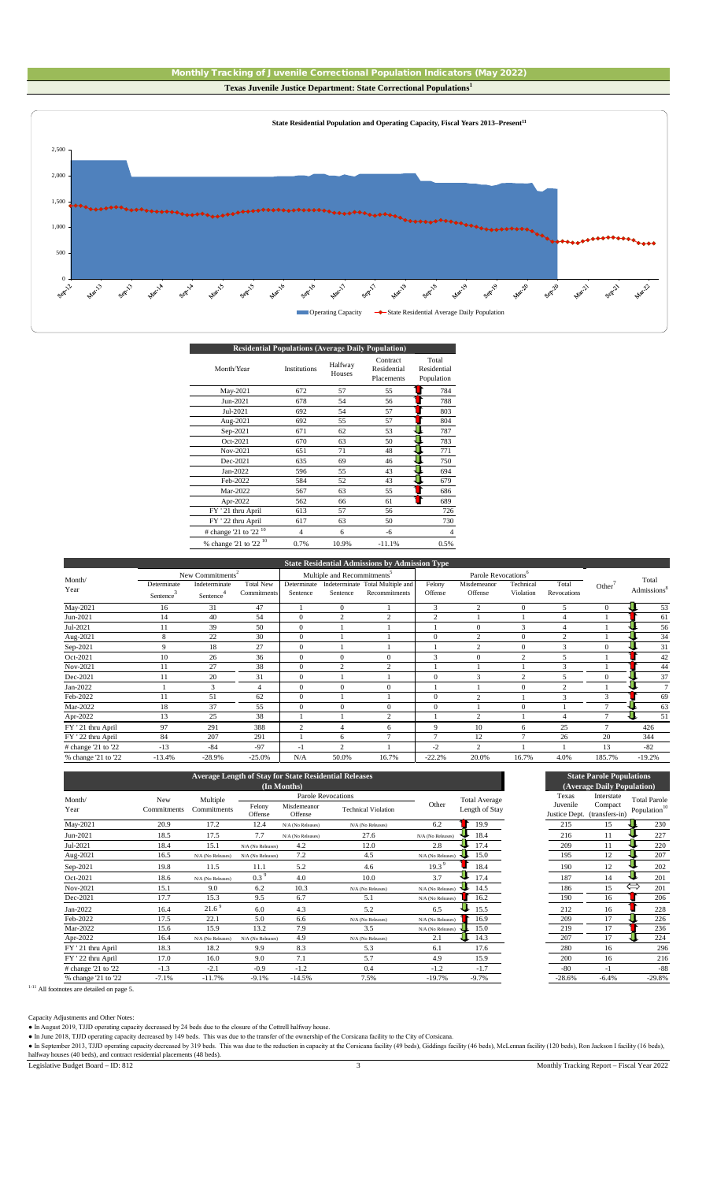# Monthly Tracking of Juvenile Correctional Population Indicators (May 2022)

## Texas Juvenile Justice Department: State Correctional Populations[1]

**State Residential Population and Operating Capacity, Fiscal Years 2013–Present[11]**

Operating Capacity — State Residential Average Daily Population

| Residential Populations (Average Daily Population) | | | | |
|---|---|---|---|---|
| Month/Year | Institutions | Halfway Houses | Contract Residential Placements | Total Residential Population |
| May-2021 | 672 | 57 | 55 | 784 |
| Jun-2021 | 678 | 54 | 56 | 788 |
| Jul-2021 | 692 | 54 | 57 | 803 |
| Aug-2021 | 692 | 55 | 57 | 804 |
| Sep-2021 | 671 | 62 | 53 | 787 |
| Oct-2021 | 670 | 63 | 50 | 783 |
| Nov-2021 | 651 | 71 | 48 | 771 |
| Dec-2021 | 635 | 69 | 46 | 750 |
| Jan-2022 | 596 | 55 | 43 | 694 |
| Feb-2022 | 584 | 52 | 43 | 679 |
| Mar-2022 | 567 | 63 | 55 | 686 |
| Apr-2022 | 562 | 66 | 61 | 689 |
| FY '21 thru April | 613 | 57 | 56 | 726 |
| FY '22 thru April | 617 | 63 | 50 | 730 |
| # change '21 to '22 [10] | 4 | 6 | -6 | 4 |
| % change '21 to '22 [10] | 0.7% | 10.9% | -11.1% | 0.5% |

| State Residential Admissions by Admission Type | | | | | | | | | | | | |
|---|---|---|---|---|---|---|---|---|---|---|---|---|
| Month/Year | New Commitments[2] | | | Multiple and Recommitments[5] | | | Parole Revocations[6] | | | | Other[7] | Total Admissions[8] |
| | Determinate Sentence[3] | Indeterminate Sentence[4] | Total New Commitments | Determinate Sentence | Indeterminate Sentence | Total Multiple and Recommitments | Felony Offense | Misdemeanor Offense | Technical Violation | Total Revocations | | |
| May-2021 | 16 | 31 | 47 | 1 | 0 | 1 | 3 | 2 | 0 | 5 | 0 | 53 |
| Jun-2021 | 14 | 40 | 54 | 0 | 2 | 2 | 2 | 1 | 1 | 4 | 1 | 61 |
| Jul-2021 | 11 | 39 | 50 | 0 | 1 | 1 | 1 | 0 | 3 | 4 | 1 | 56 |
| Aug-2021 | 8 | 22 | 30 | 0 | 1 | 1 | 0 | 2 | 0 | 2 | 1 | 34 |
| Sep-2021 | 9 | 18 | 27 | 0 | 1 | 1 | 1 | 2 | 0 | 3 | 0 | 31 |
| Oct-2021 | 10 | 26 | 36 | 0 | 0 | 0 | 3 | 0 | 2 | 5 | 1 | 42 |
| Nov-2021 | 11 | 27 | 38 | 0 | 2 | 2 | 1 | 1 | 1 | 3 | 1 | 44 |
| Dec-2021 | 11 | 20 | 31 | 0 | 1 | 1 | 0 | 3 | 2 | 5 | 0 | 37 |
| Jan-2022 | 1 | 3 | 4 | 0 | 0 | 0 | 1 | 1 | 0 | 2 | 1 | 7 |
| Feb-2022 | 11 | 51 | 62 | 0 | 1 | 1 | 0 | 2 | 1 | 3 | 3 | 69 |
| Mar-2022 | 18 | 37 | 55 | 0 | 0 | 0 | 0 | 1 | 0 | 1 | 7 | 63 |
| Apr-2022 | 13 | 25 | 38 | 1 | 1 | 2 | 1 | 2 | 1 | 4 | 7 | 51 |
| FY '21 thru April | 97 | 291 | 388 | 2 | 4 | 6 | 9 | 10 | 6 | 25 | 7 | 426 |
| FY '22 thru April | 84 | 207 | 291 | 1 | 6 | 7 | 7 | 12 | 7 | 26 | 20 | 344 |
| # change '21 to '22 | -13 | -84 | -97 | -1 | 2 | 1 | -2 | 2 | 1 | 1 | 13 | -82 |
| % change '21 to '22 | -13.4% | -28.9% | -25.0% | N/A | 50.0% | 16.7% | -22.2% | 20.0% | 16.7% | 4.0% | 185.7% | -19.2% |

| Average Length of Stay for State Residential Releases (In Months) | | | | | | | |
|---|---|---|---|---|---|---|---|
| Month/Year | New Commitments | Multiple Commitments | Parole Revocations | | | Other | Total Average Length of Stay |
| | | | Felony Offense | Misdemeanor Offense | Technical Violation | | |
| May-2021 | 20.9 | 17.2 | 12.4 | N/A (No Releases) | N/A (No Releases) | 6.2 | 19.9 |
| Jun-2021 | 18.5 | 17.5 | 7.7 | N/A (No Releases) | 27.6 | N/A (No Releases) | 18.4 |
| Jul-2021 | 18.4 | 15.1 | N/A (No Releases) | 4.2 | 12.0 | 2.8 | 17.4 |
| Aug-2021 | 16.5 | N/A (No Releases) | N/A (No Releases) | 7.2 | 4.5 | N/A (No Releases) | 15.0 |
| Sep-2021 | 19.8 | 11.5 | 11.1 | 5.2 | 4.6 | 19.3[9] | 18.4 |
| Oct-2021 | 18.6 | N/A (No Releases) | 0.3[9] | 4.0 | 10.0 | 3.7 | 17.4 |
| Nov-2021 | 15.1 | 9.0 | 6.2 | 10.3 | N/A (No Releases) | N/A (No Releases) | 14.5 |
| Dec-2021 | 17.7 | 15.3 | 9.5 | 6.7 | 5.1 | N/A (No Releases) | 16.2 |
| Jan-2022 | 16.4 | 21.6[9] | 6.0 | 4.3 | 5.2 | 6.5 | 15.5 |
| Feb-2022 | 17.5 | 22.1 | 5.0 | 6.6 | N/A (No Releases) | N/A (No Releases) | 16.9 |
| Mar-2022 | 15.6 | 15.9 | 13.2 | 7.9 | 3.5 | N/A (No Releases) | 15.0 |
| Apr-2022 | 16.4 | N/A (No Releases) | N/A (No Releases) | 4.9 | N/A (No Releases) | 2.1 | 14.3 |
| FY '21 thru April | 18.3 | 18.2 | 9.9 | 8.3 | 5.3 | 6.1 | 17.6 |
| FY '22 thru April | 17.0 | 16.0 | 9.0 | 7.1 | 5.7 | 4.9 | 15.9 |
| # change '21 to '22 | -1.3 | -2.1 | -0.9 | -1.2 | 0.4 | -1.2 | -1.7 |
| % change '21 to '22 | -7.1% | -11.7% | -9.1% | -14.5% | 7.5% | -19.7% | -9.7% |

| State Parole Populations (Average Daily Population) | | |
|---|---|---|
| Texas Juvenile Justice Dept. | Interstate Compact (transfers-in) | Total Parole Population[10] |
| 215 | 15 | 230 |
| 216 | 11 | 227 |
| 209 | 11 | 220 |
| 195 | 12 | 207 |
| 190 | 12 | 202 |
| 187 | 14 | 201 |
| 186 | 15 | 201 |
| 190 | 16 | 206 |
| 212 | 16 | 228 |
| 209 | 17 | 226 |
| 219 | 17 | 236 |
| 207 | 17 | 224 |
| 280 | 16 | 296 |
| 200 | 16 | 216 |
| -80 | -1 | -88 |
| -28.6% | -6.4% | -29.8% |

[1-11] All footnotes are detailed on page 5.

Capacity Adjustments and Other Notes:

- In August 2019, TJJD operating capacity decreased by 24 beds due to the closure of the Cottrell halfway house.
- In June 2018, TJJD operating capacity decreased by 149 beds. This was due to the transfer of the ownership of the Corsicana facility to the City of Corsicana.
- In September 2013, TJJD operating capacity decreased by 319 beds. This was due to the reduction in capacity at the Corsicana facility (49 beds), Giddings facility (46 beds), McLennan facility (120 beds), Ron Jackson I facility (16 beds), halfway houses (40 beds), and contract residential placements (48 beds).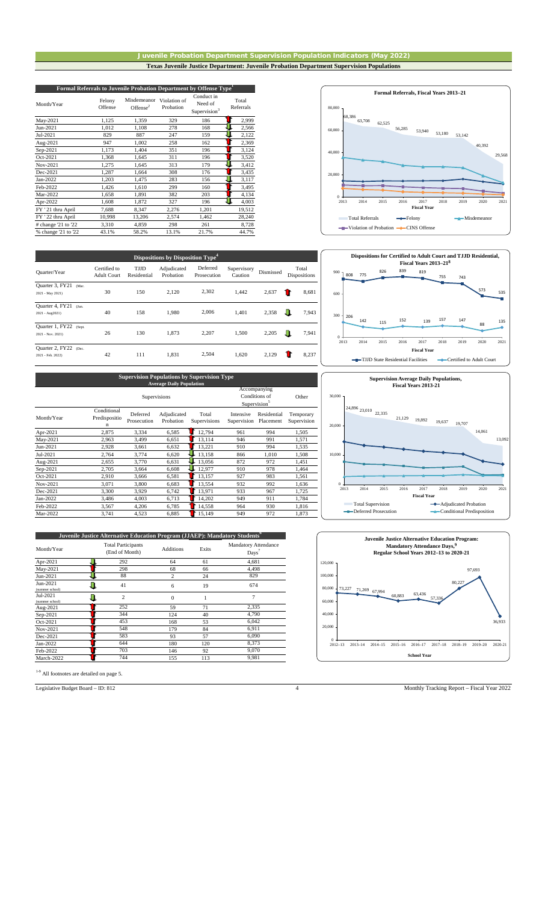# Juvenile Probation Department Supervision Population Indicators (May 2022)

## Texas Juvenile Justice Department: Juvenile Probation Department Supervision Populations

### Formal Referrals to Juvenile Probation Department by Offense Type[1]

| Month/Year | Felony Offense | Misdemeanor Offense[2] | Violation of Probation | Conduct in Need of Supervision[3] | Total Referrals |
|---|---|---|---|---|---|
| May-2021 | 1,125 | 1,359 | 329 | 186 | 2,999 |
| Jun-2021 | 1,012 | 1,108 | 278 | 168 | 2,566 |
| Jul-2021 | 829 | 887 | 247 | 159 | 2,122 |
| Aug-2021 | 947 | 1,002 | 258 | 162 | 2,369 |
| Sep-2021 | 1,173 | 1,404 | 351 | 196 | 3,124 |
| Oct-2021 | 1,368 | 1,645 | 311 | 196 | 3,520 |
| Nov-2021 | 1,275 | 1,645 | 313 | 179 | 3,412 |
| Dec-2021 | 1,287 | 1,664 | 308 | 176 | 3,435 |
| Jan-2022 | 1,203 | 1,475 | 283 | 156 | 3,117 |
| Feb-2022 | 1,426 | 1,610 | 299 | 160 | 3,495 |
| Mar-2022 | 1,658 | 1,891 | 382 | 203 | 4,134 |
| Apr-2022 | 1,608 | 1,872 | 327 | 196 | 4,003 |
| FY '21 thru April | 7,688 | 8,347 | 2,276 | 1,201 | 19,512 |
| FY '22 thru April | 10,998 | 13,206 | 2,574 | 1,462 | 28,240 |
| # change '21 to '22 | 3,310 | 4,859 | 298 | 261 | 8,728 |
| % change '21 to '22 | 43.1% | 58.2% | 13.1% | 21.7% | 44.7% |

**Formal Referrals, Fiscal Years 2013–21**

| Fiscal Year | 2013 | 2014 | 2015 | 2016 | 2017 | 2018 | 2019 | 2020 | 2021 |
|---|---|---|---|---|---|---|---|---|---|
| Total Referrals | 68,386 | 63,708 | 62,525 | 56,285 | 53,940 | 53,180 | 53,142 | 40,392 | 29,568 |

Legend: Total Referrals; Felony; Misdemeanor; Violation of Probation; CINS Offense

### Dispositions by Disposition Type[4]

| Quarter/Year | Certified to Adult Court | TJJD Residential | Adjudicated Probation | Deferred Prosecution | Supervisory Caution | Dismissed | Total Dispositions |
|---|---|---|---|---|---|---|---|
| Quarter 3, FY21 (Mar. 2021 - May 2021) | 30 | 150 | 2,120 | 2,302 | 1,442 | 2,637 | 8,681 |
| Quarter 4, FY21 (Jun. 2021 - Aug2021) | 40 | 158 | 1,980 | 2,006 | 1,401 | 2,358 | 7,943 |
| Quarter 1, FY22 (Sept. 2021 - Nov. 2021) | 26 | 130 | 1,873 | 2,207 | 1,500 | 2,205 | 7,941 |
| Quarter 2, FY22 (Dec. 2021 - Feb. 2022) | 42 | 111 | 1,831 | 2,504 | 1,620 | 2,129 | 8,237 |

**Dispositions for Certified to Adult Court and TJJD Residential, Fiscal Years 2013–21[8]**

| Fiscal Year | 2013 | 2014 | 2015 | 2016 | 2017 | 2018 | 2019 | 2020 | 2021 |
|---|---|---|---|---|---|---|---|---|---|
| TJJD State Residential Facilities | 808 | 775 | 826 | 839 | 819 | 755 | 743 | 573 | 535 |
| Certified to Adult Court | 206 | 142 | 115 | 152 | 139 | 157 | 147 | 88 | 135 |

### Supervision Populations by Supervision Type

Average Daily Population

| Month/Year | Supervisions: Conditional Predisposition | Supervisions: Deferred Prosecution | Supervisions: Adjudicated Probation | Supervisions: Total Supervisions | Accompanying Conditions of Supervision[5]: Intensive Supervision | Accompanying Conditions of Supervision[5]: Residential Placement | Other: Temporary Supervision |
|---|---|---|---|---|---|---|---|
| Apr-2021 | 2,875 | 3,334 | 6,585 | 12,794 | 961 | 994 | 1,505 |
| May-2021 | 2,963 | 3,499 | 6,651 | 13,114 | 946 | 991 | 1,571 |
| Jun-2021 | 2,928 | 3,661 | 6,632 | 13,221 | 910 | 994 | 1,535 |
| Jul-2021 | 2,764 | 3,774 | 6,620 | 13,158 | 866 | 1,010 | 1,508 |
| Aug-2021 | 2,655 | 3,770 | 6,631 | 13,056 | 872 | 972 | 1,451 |
| Sep-2021 | 2,705 | 3,664 | 6,608 | 12,977 | 910 | 978 | 1,464 |
| Oct-2021 | 2,910 | 3,666 | 6,581 | 13,157 | 927 | 983 | 1,561 |
| Nov-2021 | 3,071 | 3,800 | 6,683 | 13,554 | 932 | 992 | 1,636 |
| Dec-2021 | 3,300 | 3,929 | 6,742 | 13,971 | 933 | 967 | 1,725 |
| Jan-2022 | 3,486 | 4,003 | 6,713 | 14,202 | 949 | 911 | 1,784 |
| Feb-2022 | 3,567 | 4,206 | 6,785 | 14,558 | 964 | 930 | 1,816 |
| Mar-2022 | 3,741 | 4,523 | 6,885 | 15,149 | 949 | 972 | 1,873 |

**Supervision Average Daily Populations, Fiscal Years 2013-21**

| Fiscal Year | 2013 | 2014 | 2015 | 2016 | 2017 | 2018 | 2019 | 2020 | 2021 |
|---|---|---|---|---|---|---|---|---|---|
| Total Supervision | 24,896 | 23,010 | 22,335 | 21,129 | 19,892 | 19,637 | 19,707 | 14,061 | 13,092 |

Legend: Total Supervision; Adjudicated Probation; Deferred Prosecution; Conditional Predisposition

### Juvenile Justice Alternative Education Program (JJAEP): Mandatory Students[6]

| Month/Year | Total Participants (End of Month) | Additions | Exits | Mandatory Attendance Days[7] |
|---|---|---|---|---|
| Apr-2021 | 292 | 64 | 61 | 4,681 |
| May-2021 | 298 | 68 | 66 | 4,498 |
| Jun-2021 | 88 | 2 | 24 | 829 |
| Jun-2021 (summer school) | 41 | 6 | 19 | 674 |
| Jul-2021 (summer school) | 2 | 0 | 1 | 7 |
| Aug-2021 | 252 | 59 | 71 | 2,335 |
| Sep-2021 | 344 | 124 | 40 | 4,790 |
| Oct-2021 | 453 | 168 | 53 | 6,042 |
| Nov-2021 | 548 | 179 | 84 | 6,911 |
| Dec-2021 | 583 | 93 | 57 | 6,090 |
| Jan-2022 | 644 | 180 | 120 | 8,373 |
| Feb-2022 | 703 | 146 | 92 | 9,070 |
| March-2022 | 744 | 155 | 113 | 9,981 |

**Juvenile Justice Alternative Education Program: Mandatory Attendance Days,[9] Regular School Years 2012–13 to 2020-21**

| School Year | 2012–13 | 2013–14 | 2014–15 | 2015–16 | 2016–17 | 2017–18 | 2018–19 | 2019–20 | 2020-21 |
|---|---|---|---|---|---|---|---|---|---|
| Mandatory Attendance Days | 73,227 | 71,269 | 67,994 | 60,883 | 63,436 | 57,336 | 80,227 | 97,693 | 36,933 |

[1-9] All footnotes are detailed on page 5.

Legislative Budget Board – ID: 812 | Monthly Tracking Report – Fiscal Year 2022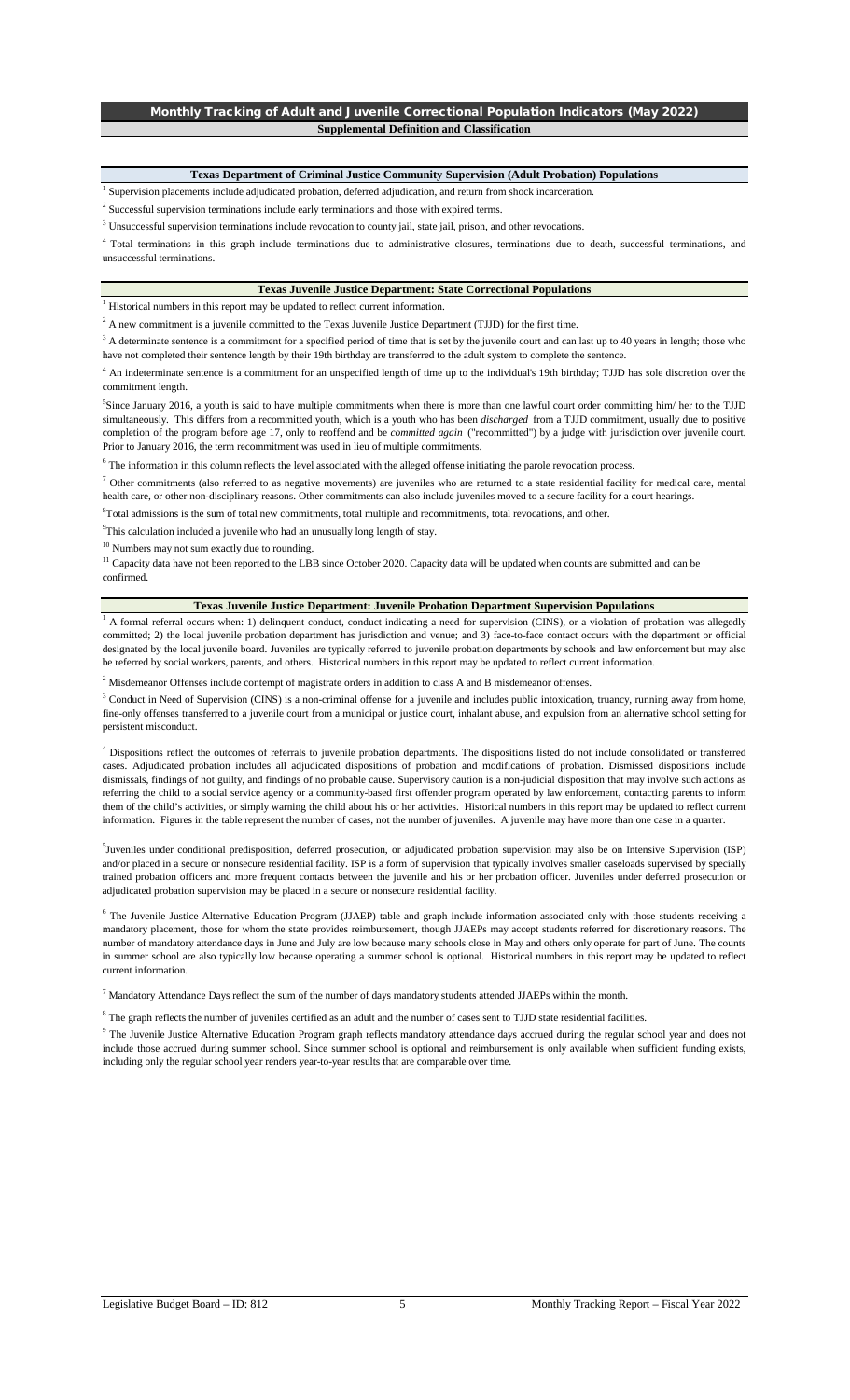# Monthly Tracking of Adult and Juvenile Correctional Population Indicators (May 2022)

**Supplemental Definition and Classification**

## Texas Department of Criminal Justice Community Supervision (Adult Probation) Populations

[1] Supervision placements include adjudicated probation, deferred adjudication, and return from shock incarceration.

[2] Successful supervision terminations include early terminations and those with expired terms.

[3] Unsuccessful supervision terminations include revocation to county jail, state jail, prison, and other revocations.

[4] Total terminations in this graph include terminations due to administrative closures, terminations due to death, successful terminations, and unsuccessful terminations.

## Texas Juvenile Justice Department: State Correctional Populations

[1] Historical numbers in this report may be updated to reflect current information.

[2] A new commitment is a juvenile committed to the Texas Juvenile Justice Department (TJJD) for the first time.

[3] A determinate sentence is a commitment for a specified period of time that is set by the juvenile court and can last up to 40 years in length; those who have not completed their sentence length by their 19th birthday are transferred to the adult system to complete the sentence.

[4] An indeterminate sentence is a commitment for an unspecified length of time up to the individual's 19th birthday; TJJD has sole discretion over the commitment length.

[5] Since January 2016, a youth is said to have multiple commitments when there is more than one lawful court order committing him/ her to the TJJD simultaneously. This differs from a recommitted youth, which is a youth who has been *discharged* from a TJJD commitment, usually due to positive completion of the program before age 17, only to reoffend and be *committed again* ("recommitted") by a judge with jurisdiction over juvenile court. Prior to January 2016, the term recommitment was used in lieu of multiple commitments.

[6] The information in this column reflects the level associated with the alleged offense initiating the parole revocation process.

[7] Other commitments (also referred to as negative movements) are juveniles who are returned to a state residential facility for medical care, mental health care, or other non-disciplinary reasons. Other commitments can also include juveniles moved to a secure facility for a court hearings.

[8] Total admissions is the sum of total new commitments, total multiple and recommitments, total revocations, and other.

[9] This calculation included a juvenile who had an unusually long length of stay.

[10] Numbers may not sum exactly due to rounding.

[11] Capacity data have not been reported to the LBB since October 2020. Capacity data will be updated when counts are submitted and can be confirmed.

## Texas Juvenile Justice Department: Juvenile Probation Department Supervision Populations

[1] A formal referral occurs when: 1) delinquent conduct, conduct indicating a need for supervision (CINS), or a violation of probation was allegedly committed; 2) the local juvenile probation department has jurisdiction and venue; and 3) face-to-face contact occurs with the department or official designated by the local juvenile board. Juveniles are typically referred to juvenile probation departments by schools and law enforcement but may also be referred by social workers, parents, and others. Historical numbers in this report may be updated to reflect current information.

[2] Misdemeanor Offenses include contempt of magistrate orders in addition to class A and B misdemeanor offenses.

[3] Conduct in Need of Supervision (CINS) is a non-criminal offense for a juvenile and includes public intoxication, truancy, running away from home, fine-only offenses transferred to a juvenile court from a municipal or justice court, inhalant abuse, and expulsion from an alternative school setting for persistent misconduct.

[4] Dispositions reflect the outcomes of referrals to juvenile probation departments. The dispositions listed do not include consolidated or transferred cases. Adjudicated probation includes all adjudicated dispositions of probation and modifications of probation. Dismissed dispositions include dismissals, findings of not guilty, and findings of no probable cause. Supervisory caution is a non-judicial disposition that may involve such actions as referring the child to a social service agency or a community-based first offender program operated by law enforcement, contacting parents to inform them of the child's activities, or simply warning the child about his or her activities. Historical numbers in this report may be updated to reflect current information. Figures in the table represent the number of cases, not the number of juveniles. A juvenile may have more than one case in a quarter.

[5] Juveniles under conditional predisposition, deferred prosecution, or adjudicated probation supervision may also be on Intensive Supervision (ISP) and/or placed in a secure or nonsecure residential facility. ISP is a form of supervision that typically involves smaller caseloads supervised by specially trained probation officers and more frequent contacts between the juvenile and his or her probation officer. Juveniles under deferred prosecution or adjudicated probation supervision may be placed in a secure or nonsecure residential facility.

[6] The Juvenile Justice Alternative Education Program (JJAEP) table and graph include information associated only with those students receiving a mandatory placement, those for whom the state provides reimbursement, though JJAEPs may accept students referred for discretionary reasons. The number of mandatory attendance days in June and July are low because many schools close in May and others only operate for part of June. The counts in summer school are also typically low because operating a summer school is optional. Historical numbers in this report may be updated to reflect current information.

[7] Mandatory Attendance Days reflect the sum of the number of days mandatory students attended JJAEPs within the month.

[8] The graph reflects the number of juveniles certified as an adult and the number of cases sent to TJJD state residential facilities.

[9] The Juvenile Justice Alternative Education Program graph reflects mandatory attendance days accrued during the regular school year and does not include those accrued during summer school. Since summer school is optional and reimbursement is only available when sufficient funding exists, including only the regular school year renders year-to-year results that are comparable over time.